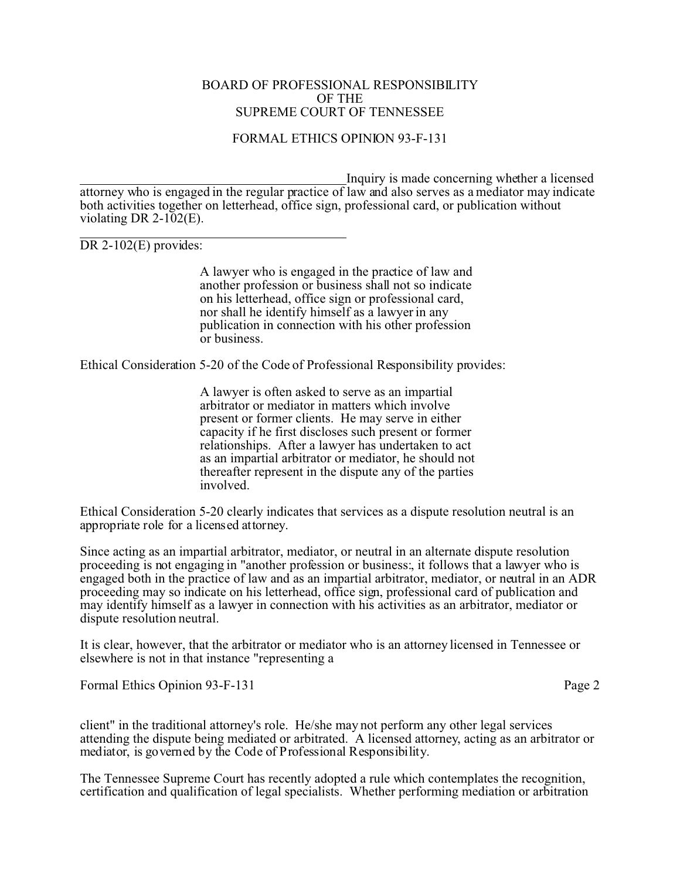BOARD OF PROFESSIONAL RESPONSIBILITY
OF THE
SUPREME COURT OF TENNESSEE

FORMAL ETHICS OPINION 93-F-131

Inquiry is made concerning whether a licensed attorney who is engaged in the regular practice of law and also serves as a mediator may indicate both activities together on letterhead, office sign, professional card, or publication without violating DR 2-102(E).

DR 2-102(E) provides:

> A lawyer who is engaged in the practice of law and another profession or business shall not so indicate on his letterhead, office sign or professional card, nor shall he identify himself as a lawyer in any publication in connection with his other profession or business.

Ethical Consideration 5-20 of the Code of Professional Responsibility provides:

> A lawyer is often asked to serve as an impartial arbitrator or mediator in matters which involve present or former clients. He may serve in either capacity if he first discloses such present or former relationships. After a lawyer has undertaken to act as an impartial arbitrator or mediator, he should not thereafter represent in the dispute any of the parties involved.

Ethical Consideration 5-20 clearly indicates that services as a dispute resolution neutral is an appropriate role for a licensed attorney.

Since acting as an impartial arbitrator, mediator, or neutral in an alternate dispute resolution proceeding is not engaging in "another profession or business:, it follows that a lawyer who is engaged both in the practice of law and as an impartial arbitrator, mediator, or neutral in an ADR proceeding may so indicate on his letterhead, office sign, professional card of publication and may identify himself as a lawyer in connection with his activities as an arbitrator, mediator or dispute resolution neutral.

It is clear, however, that the arbitrator or mediator who is an attorney licensed in Tennessee or elsewhere is not in that instance "representing a client" in the traditional attorney's role. He/she may not perform any other legal services attending the dispute being mediated or arbitrated. A licensed attorney, acting as an arbitrator or mediator, is governed by the Code of Professional Responsibility.

The Tennessee Supreme Court has recently adopted a rule which contemplates the recognition, certification and qualification of legal specialists. Whether performing mediation or arbitration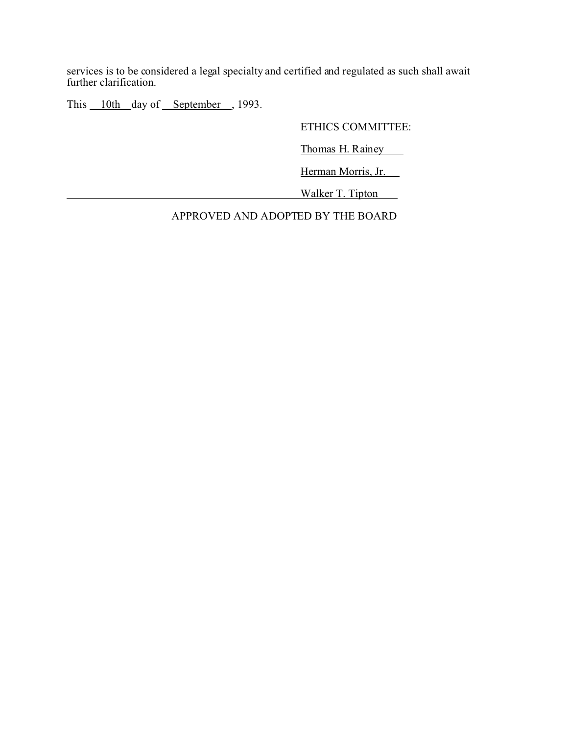services is to be considered a legal specialty and certified and regulated as such shall await further clarification.

This 10th day of September, 1993.

ETHICS COMMITTEE:

Thomas H. Rainey

Herman Morris, Jr.

Walker T. Tipton

APPROVED AND ADOPTED BY THE BOARD